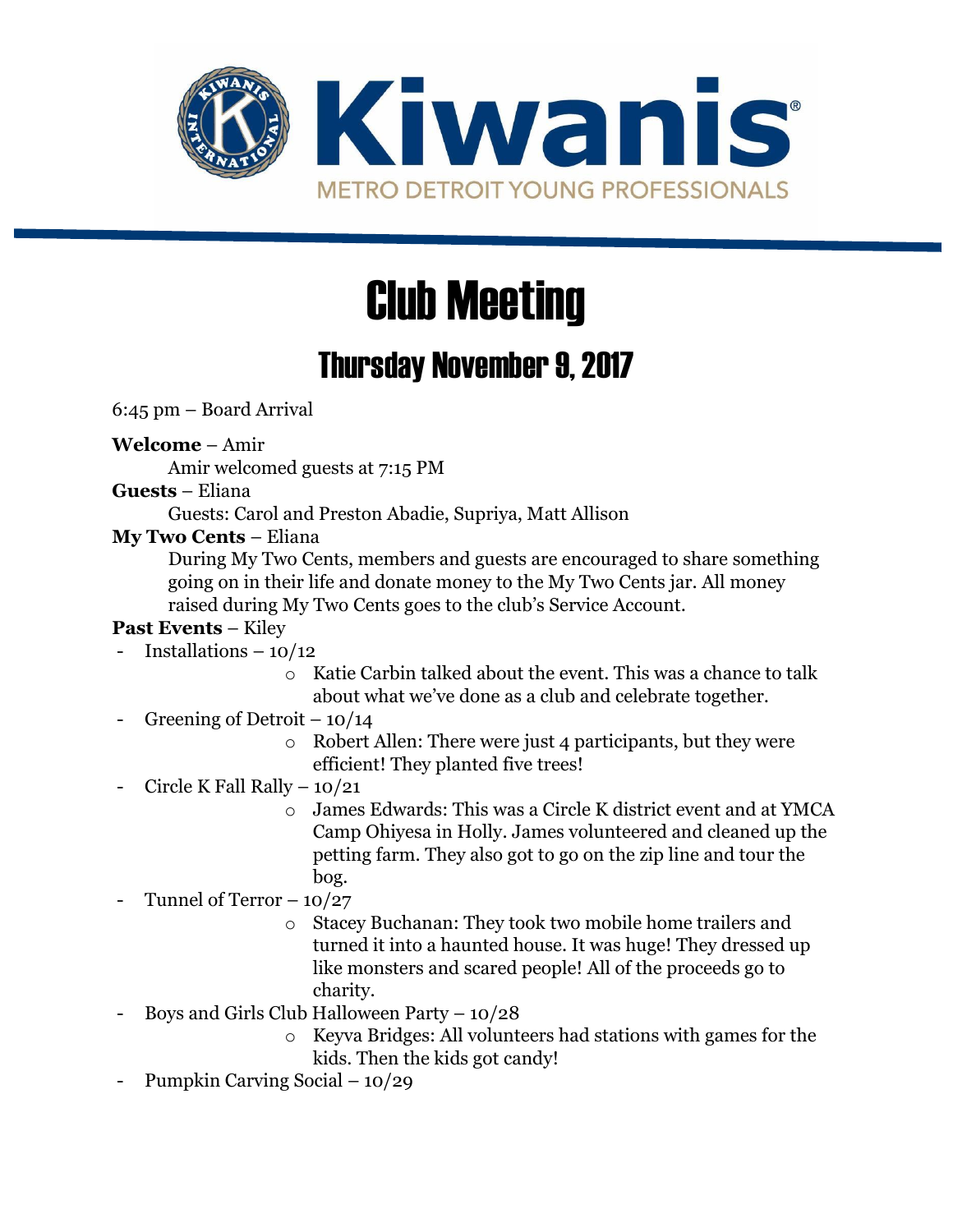Kiwanis

METRO DETROIT YOUNG PROFESSIONALS

# Club Meeting

## Thursday November 9, 2017

6:45 pm – Board Arrival

**Welcome** – Amir

Amir welcomed guests at 7:15 PM

**Guests** – Eliana

Guests: Carol and Preston Abadie, Supriya, Matt Allison

**My Two Cents** – Eliana

During My Two Cents, members and guests are encouraged to share something going on in their life and donate money to the My Two Cents jar. All money raised during My Two Cents goes to the club's Service Account.

**Past Events** – Kiley

- Installations – 10/12
    - Katie Carbin talked about the event. This was a chance to talk about what we've done as a club and celebrate together.
- Greening of Detroit – 10/14
    - Robert Allen: There were just 4 participants, but they were efficient! They planted five trees!
- Circle K Fall Rally – 10/21
    - James Edwards: This was a Circle K district event and at YMCA Camp Ohiyesa in Holly. James volunteered and cleaned up the petting farm. They also got to go on the zip line and tour the bog.
- Tunnel of Terror – 10/27
    - Stacey Buchanan: They took two mobile home trailers and turned it into a haunted house. It was huge! They dressed up like monsters and scared people! All of the proceeds go to charity.
- Boys and Girls Club Halloween Party – 10/28
    - Keyva Bridges: All volunteers had stations with games for the kids. Then the kids got candy!
- Pumpkin Carving Social – 10/29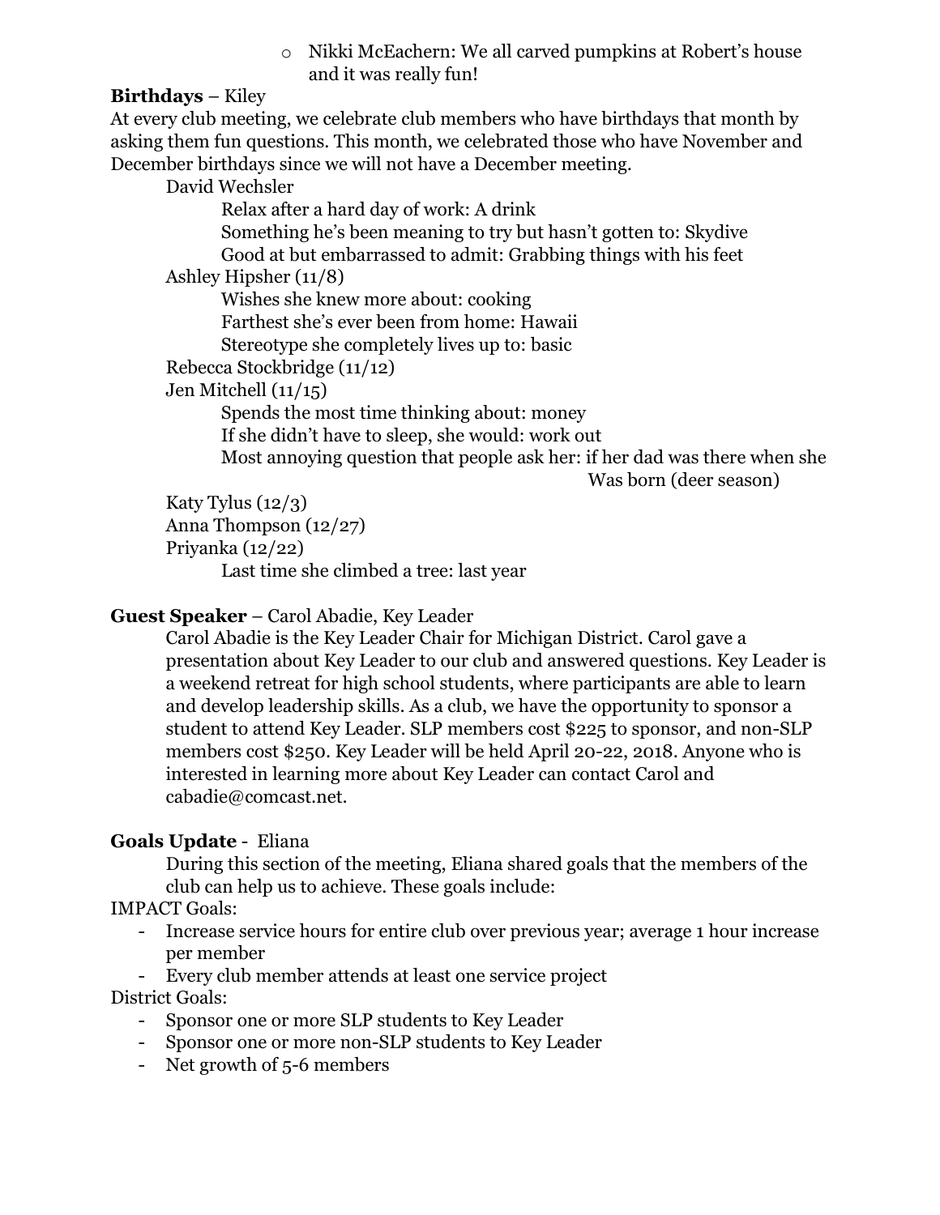- Nikki McEachern: We all carved pumpkins at Robert's house and it was really fun!

**Birthdays** – Kiley

At every club meeting, we celebrate club members who have birthdays that month by asking them fun questions. This month, we celebrated those who have November and December birthdays since we will not have a December meeting.

- David Wechsler
  - Relax after a hard day of work: A drink
  - Something he's been meaning to try but hasn't gotten to: Skydive
  - Good at but embarrassed to admit: Grabbing things with his feet
- Ashley Hipsher (11/8)
  - Wishes she knew more about: cooking
  - Farthest she's ever been from home: Hawaii
  - Stereotype she completely lives up to: basic
- Rebecca Stockbridge (11/12)
- Jen Mitchell (11/15)
  - Spends the most time thinking about: money
  - If she didn't have to sleep, she would: work out
  - Most annoying question that people ask her: if her dad was there when she Was born (deer season)
- Katy Tylus (12/3)
- Anna Thompson (12/27)
- Priyanka (12/22)
  - Last time she climbed a tree: last year

**Guest Speaker** – Carol Abadie, Key Leader

Carol Abadie is the Key Leader Chair for Michigan District. Carol gave a presentation about Key Leader to our club and answered questions. Key Leader is a weekend retreat for high school students, where participants are able to learn and develop leadership skills. As a club, we have the opportunity to sponsor a student to attend Key Leader. SLP members cost $225 to sponsor, and non-SLP members cost $250. Key Leader will be held April 20-22, 2018. Anyone who is interested in learning more about Key Leader can contact Carol and cabadie@comcast.net.

**Goals Update** - Eliana

During this section of the meeting, Eliana shared goals that the members of the club can help us to achieve. These goals include:

IMPACT Goals:

- Increase service hours for entire club over previous year; average 1 hour increase per member
- Every club member attends at least one service project

District Goals:

- Sponsor one or more SLP students to Key Leader
- Sponsor one or more non-SLP students to Key Leader
- Net growth of 5-6 members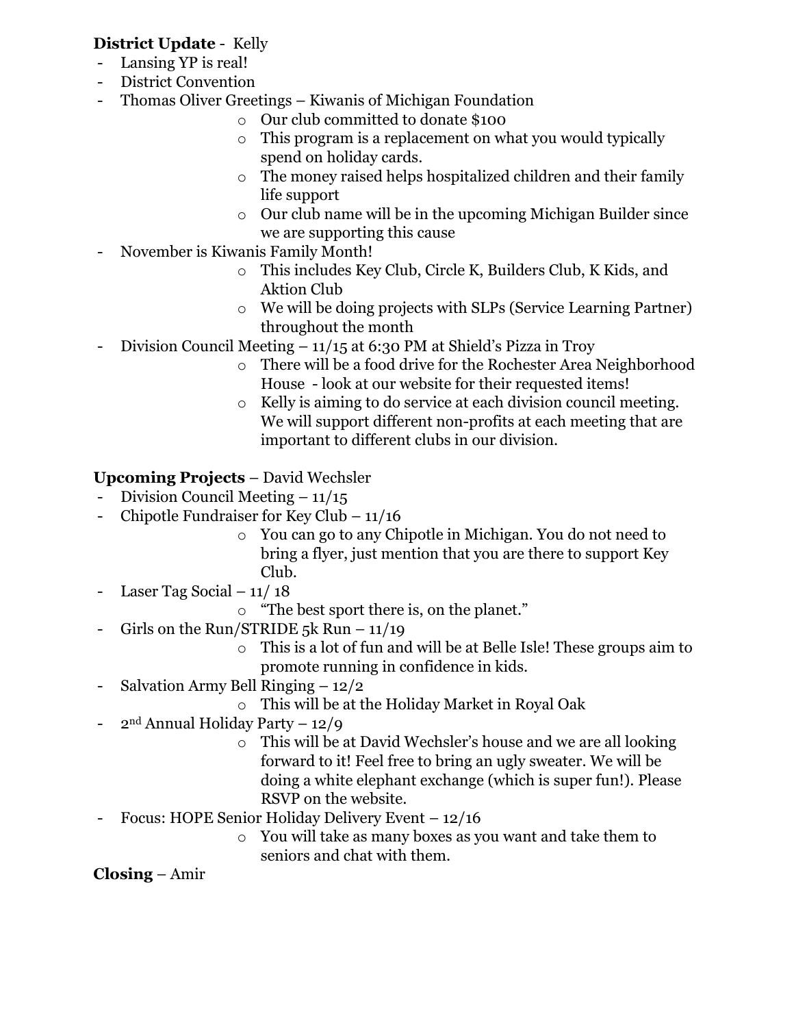**District Update** - Kelly

- Lansing YP is real!
- District Convention
- Thomas Oliver Greetings – Kiwanis of Michigan Foundation
    - Our club committed to donate $100
    - This program is a replacement on what you would typically spend on holiday cards.
    - The money raised helps hospitalized children and their family life support
    - Our club name will be in the upcoming Michigan Builder since we are supporting this cause
- November is Kiwanis Family Month!
    - This includes Key Club, Circle K, Builders Club, K Kids, and Aktion Club
    - We will be doing projects with SLPs (Service Learning Partner) throughout the month
- Division Council Meeting – 11/15 at 6:30 PM at Shield's Pizza in Troy
    - There will be a food drive for the Rochester Area Neighborhood House - look at our website for their requested items!
    - Kelly is aiming to do service at each division council meeting. We will support different non-profits at each meeting that are important to different clubs in our division.

**Upcoming Projects** – David Wechsler

- Division Council Meeting – 11/15
- Chipotle Fundraiser for Key Club – 11/16
    - You can go to any Chipotle in Michigan. You do not need to bring a flyer, just mention that you are there to support Key Club.
- Laser Tag Social – 11/ 18
    - "The best sport there is, on the planet."
- Girls on the Run/STRIDE 5k Run – 11/19
    - This is a lot of fun and will be at Belle Isle! These groups aim to promote running in confidence in kids.
- Salvation Army Bell Ringing – 12/2
    - This will be at the Holiday Market in Royal Oak
- 2nd Annual Holiday Party – 12/9
    - This will be at David Wechsler's house and we are all looking forward to it! Feel free to bring an ugly sweater. We will be doing a white elephant exchange (which is super fun!). Please RSVP on the website.
- Focus: HOPE Senior Holiday Delivery Event – 12/16
    - You will take as many boxes as you want and take them to seniors and chat with them.

**Closing** – Amir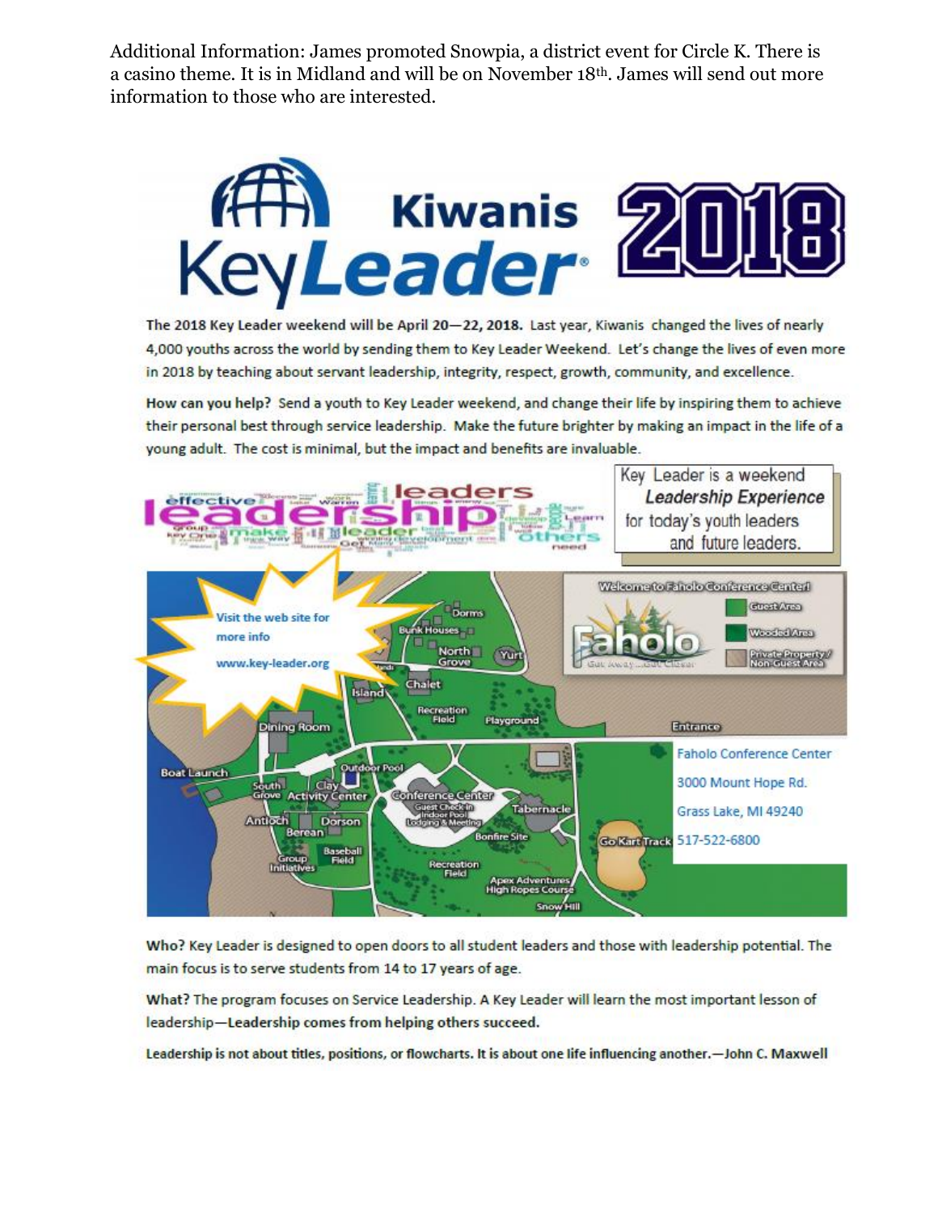Additional Information: James promoted Snowpia, a district event for Circle K. There is a casino theme. It is in Midland and will be on November 18th. James will send out more information to those who are interested.

# Kiwanis KeyLeader 2018

**The 2018 Key Leader weekend will be April 20—22, 2018.** Last year, Kiwanis changed the lives of nearly 4,000 youths across the world by sending them to Key Leader Weekend. Let's change the lives of even more in 2018 by teaching about servant leadership, integrity, respect, growth, community, and excellence.

**How can you help?** Send a youth to Key Leader weekend, and change their life by inspiring them to achieve their personal best through service leadership. Make the future brighter by making an impact in the life of a young adult. The cost is minimal, but the impact and benefits are invaluable.

Key Leader is a weekend *Leadership Experience* for today's youth leaders and future leaders.

Visit the web site for more info

www.key-leader.org

Welcome to Faholo Conference Center!

Faholo Conference Center
3000 Mount Hope Rd.
Grass Lake, MI 49240
517-522-6800

**Who?** Key Leader is designed to open doors to all student leaders and those with leadership potential. The main focus is to serve students from 14 to 17 years of age.

**What?** The program focuses on Service Leadership. A Key Leader will learn the most important lesson of leadership—**Leadership comes from helping others succeed.**

**Leadership is not about titles, positions, or flowcharts. It is about one life influencing another.—John C. Maxwell**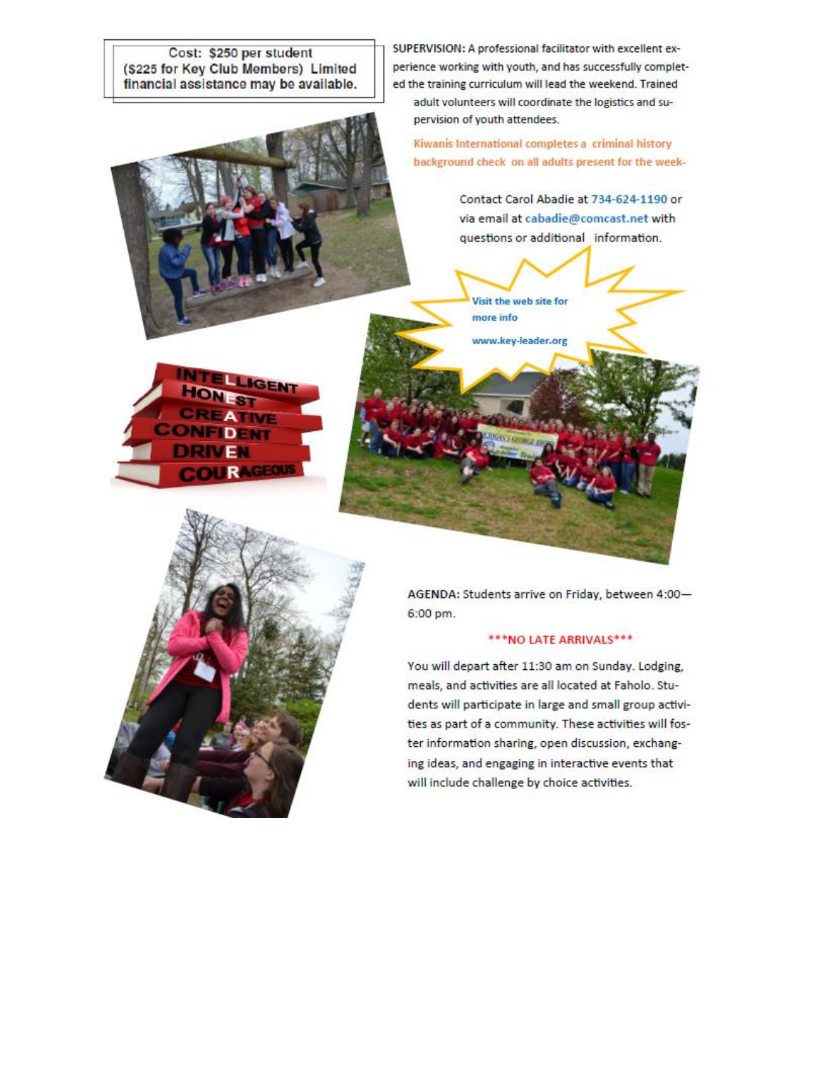Cost: $250 per student
($225 for Key Club Members) Limited financial assistance may be available.

**SUPERVISION:** A professional facilitator with excellent experience working with youth, and has successfully completed the training curriculum will lead the weekend. Trained adult volunteers will coordinate the logistics and supervision of youth attendees.

Kiwanis International completes a criminal history background check on all adults present for the week-

Contact Carol Abadie at 734-624-1190 or via email at cabadie@comcast.net with questions or additional information.

Visit the web site for more info

www.key-leader.org

INTELLIGENT
HONEST
CREATIVE
CONFIDENT
DRIVEN
COURAGEOUS

**AGENDA:** Students arrive on Friday, between 4:00—6:00 pm.

\*\*\*NO LATE ARRIVALS\*\*\*

You will depart after 11:30 am on Sunday. Lodging, meals, and activities are all located at Faholo. Students will participate in large and small group activities as part of a community. These activities will foster information sharing, open discussion, exchanging ideas, and engaging in interactive events that will include challenge by choice activities.